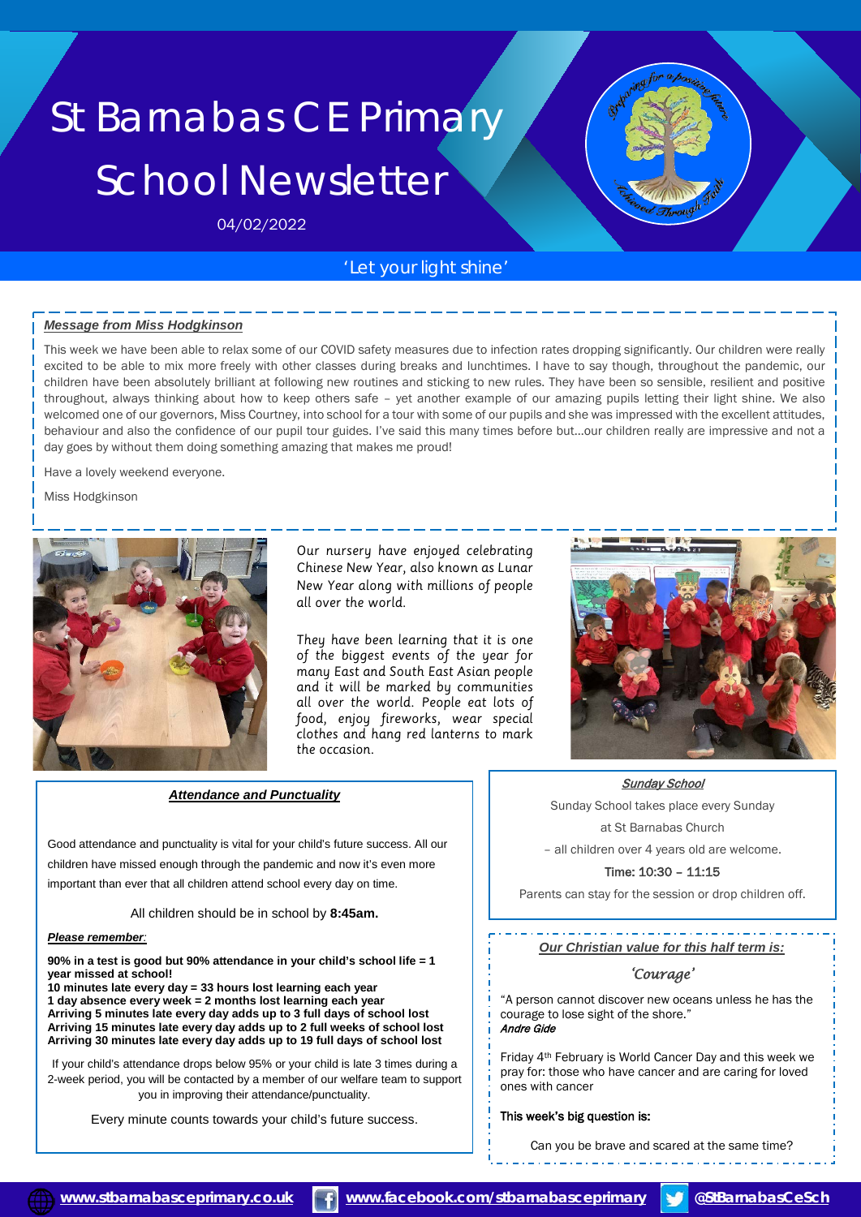# St Barnabas CE Primary School Newsletter

04/02/2022

'Let your light shine'

***Message from Miss Hodgkinson***

This week we have been able to relax some of our COVID safety measures due to infection rates dropping significantly. Our children were really excited to be able to mix more freely with other classes during breaks and lunchtimes. I have to say though, throughout the pandemic, our children have been absolutely brilliant at following new routines and sticking to new rules. They have been so sensible, resilient and positive throughout, always thinking about how to keep others safe – yet another example of our amazing pupils letting their light shine. We also welcomed one of our governors, Miss Courtney, into school for a tour with some of our pupils and she was impressed with the excellent attitudes, behaviour and also the confidence of our pupil tour guides. I've said this many times before but…our children really are impressive and not a day goes by without them doing something amazing that makes me proud!

Have a lovely weekend everyone.

Miss Hodgkinson

Our nursery have enjoyed celebrating Chinese New Year, also known as Lunar New Year along with millions of people all over the world.

They have been learning that it is one of the biggest events of the year for many East and South East Asian people and it will be marked by communities all over the world. People eat lots of food, enjoy fireworks, wear special clothes and hang red lanterns to mark the occasion.

***Attendance and Punctuality***

Good attendance and punctuality is vital for your child's future success. All our children have missed enough through the pandemic and now it's even more important than ever that all children attend school every day on time.

All children should be in school by **8:45am.**

***Please remember:***

**90% in a test is good but 90% attendance in your child's school life = 1 year missed at school!**
**10 minutes late every day = 33 hours lost learning each year**
**1 day absence every week = 2 months lost learning each year**
**Arriving 5 minutes late every day adds up to 3 full days of school lost**
**Arriving 15 minutes late every day adds up to 2 full weeks of school lost**
**Arriving 30 minutes late every day adds up to 19 full days of school lost**

If your child's attendance drops below 95% or your child is late 3 times during a 2-week period, you will be contacted by a member of our welfare team to support you in improving their attendance/punctuality.

Every minute counts towards your child's future success.

***Sunday School***

Sunday School takes place every Sunday at St Barnabas Church – all children over 4 years old are welcome.

Time: 10:30 – 11:15

Parents can stay for the session or drop children off.

***Our Christian value for this half term is:***

*'Courage'*

"A person cannot discover new oceans unless he has the courage to lose sight of the shore."
*Andre Gide*

Friday 4th February is World Cancer Day and this week we pray for: those who have cancer and are caring for loved ones with cancer

This week's big question is:

Can you be brave and scared at the same time?

www.stbarnabasceprimary.co.uk | www.facebook.com/stbarnabasceprimary | @StBarnabasCeSch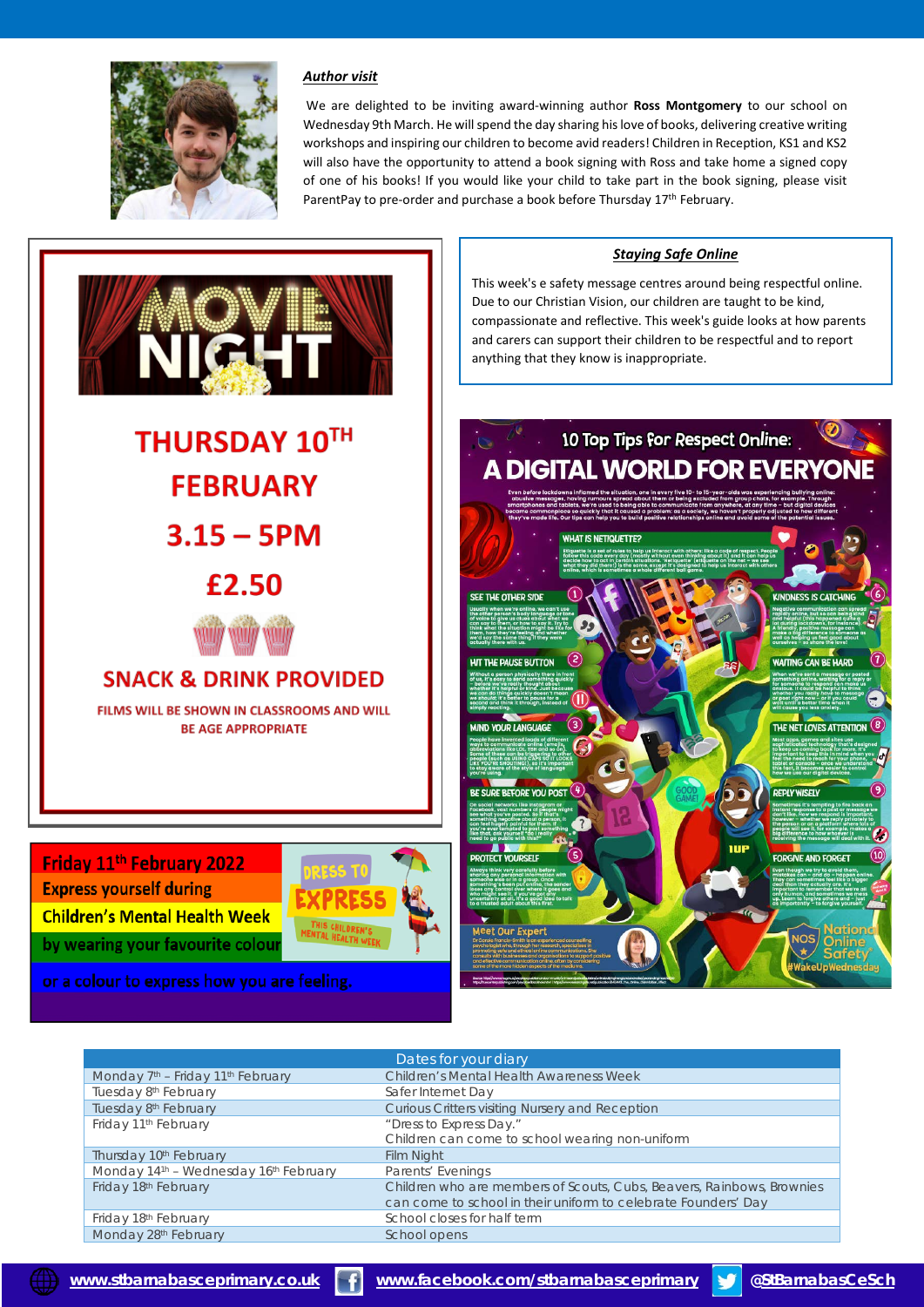### *Author visit*

We are delighted to be inviting award-winning author **Ross Montgomery** to our school on Wednesday 9th March. He will spend the day sharing his love of books, delivering creative writing workshops and inspiring our children to become avid readers! Children in Reception, KS1 and KS2 will also have the opportunity to attend a book signing with Ross and take home a signed copy of one of his books! If you would like your child to take part in the book signing, please visit ParentPay to pre-order and purchase a book before Thursday 17th February.

## MOVIE NIGHT

**THURSDAY 10TH FEBRUARY**

**3.15 – 5PM**

**£2.50**

**SNACK & DRINK PROVIDED**

FILMS WILL BE SHOWN IN CLASSROOMS AND WILL BE AGE APPROPRIATE

### *Staying Safe Online*

This week's e safety message centres around being respectful online. Due to our Christian Vision, our children are taught to be kind, compassionate and reflective. This week's guide looks at how parents and carers can support their children to be respectful and to report anything that they know is inappropriate.

**10 Top Tips for Respect Online: A DIGITAL WORLD FOR EVERYONE**

**Friday 11th February 2022**
**Express yourself during**
**Children's Mental Health Week**
**by wearing your favourite colour**
or a colour to express how you are feeling.

DRESS TO EXPRESS — THIS CHILDREN'S MENTAL HEALTH WEEK

| Dates for your diary | |
| --- | --- |
| Monday 7th – Friday 11th February | Children's Mental Health Awareness Week |
| Tuesday 8th February | Safer Internet Day |
| Tuesday 8th February | Curious Critters visiting Nursery and Reception |
| Friday 11th February | "Dress to Express Day." Children can come to school wearing non-uniform |
| Thursday 10th February | Film Night |
| Monday 14th – Wednesday 16th February | Parents' Evenings |
| Friday 18th February | Children who are members of Scouts, Cubs, Beavers, Rainbows, Brownies can come to school in their uniform to celebrate Founders' Day |
| Friday 18th February | School closes for half term |
| Monday 28th February | School opens |

www.stbarnabasceprimary.co.uk | www.facebook.com/stbarnabasceprimary | @StBarnabasCeSch